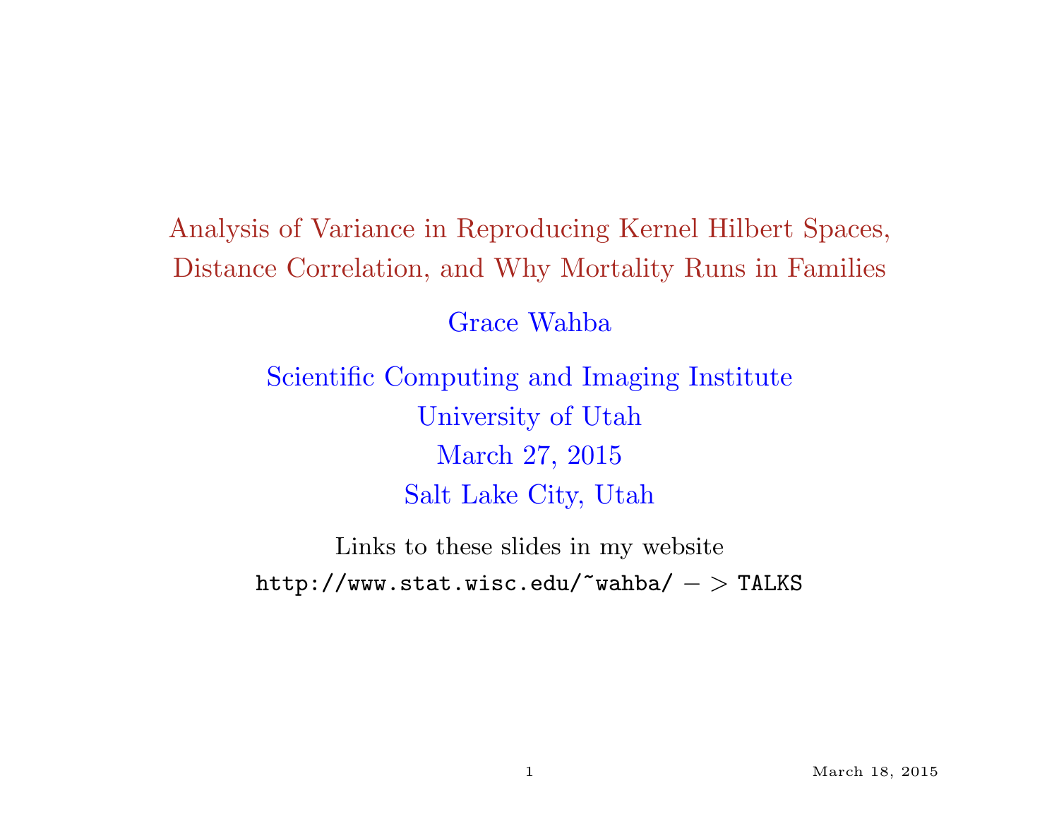# Analysis of Variance in Reproducing Kernel Hilbert Spaces, Distance Correlation, and Why Mortality Runs in Families

Grace Wahba

Scientific Computing and Imaging Institute
University of Utah
March 27, 2015
Salt Lake City, Utah

Links to these slides in my website
`http://www.stat.wisc.edu/~wahba/` $->$ `TALKS`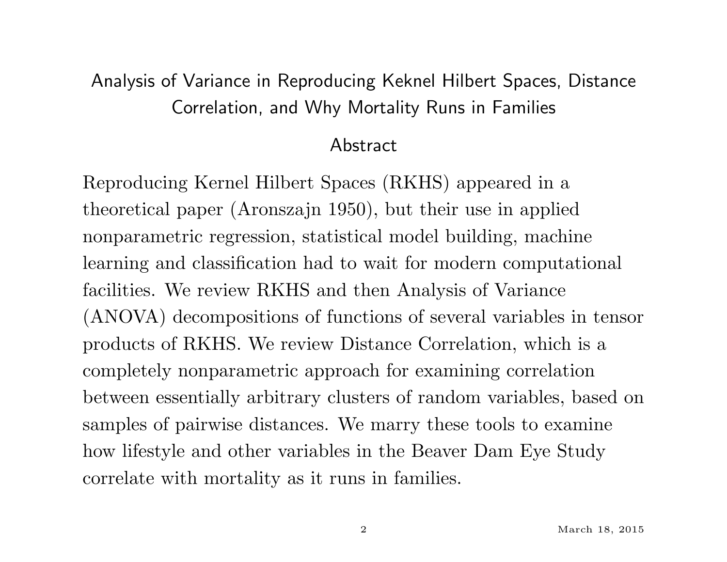# Analysis of Variance in Reproducing Keknel Hilbert Spaces, Distance Correlation, and Why Mortality Runs in Families

## Abstract

Reproducing Kernel Hilbert Spaces (RKHS) appeared in a theoretical paper (Aronszajn 1950), but their use in applied nonparametric regression, statistical model building, machine learning and classification had to wait for modern computational facilities. We review RKHS and then Analysis of Variance (ANOVA) decompositions of functions of several variables in tensor products of RKHS. We review Distance Correlation, which is a completely nonparametric approach for examining correlation between essentially arbitrary clusters of random variables, based on samples of pairwise distances. We marry these tools to examine how lifestyle and other variables in the Beaver Dam Eye Study correlate with mortality as it runs in families.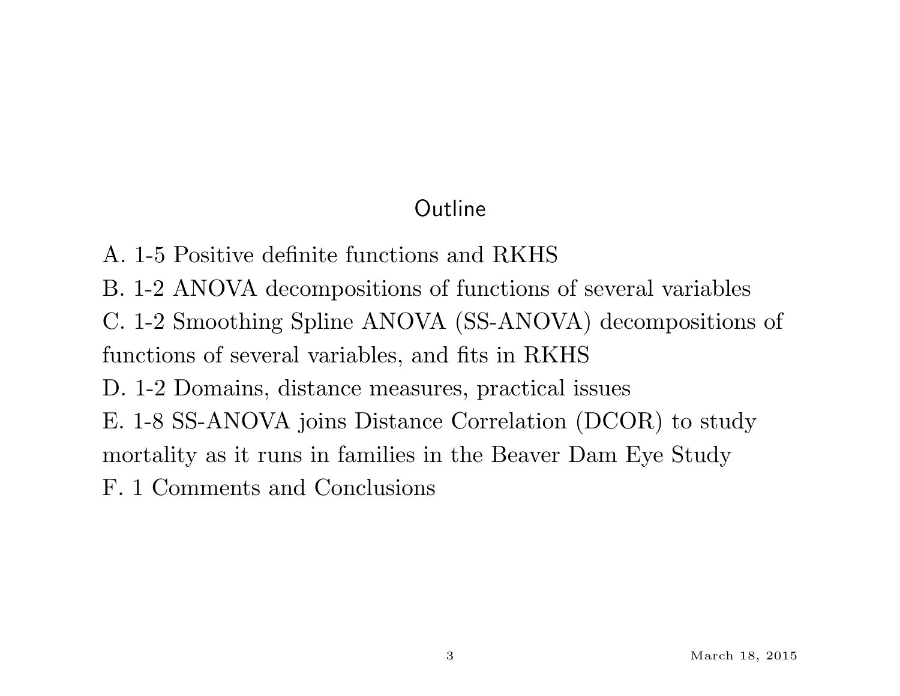## Outline

A. 1-5 Positive definite functions and RKHS

B. 1-2 ANOVA decompositions of functions of several variables

C. 1-2 Smoothing Spline ANOVA (SS-ANOVA) decompositions of functions of several variables, and fits in RKHS

D. 1-2 Domains, distance measures, practical issues

E. 1-8 SS-ANOVA joins Distance Correlation (DCOR) to study mortality as it runs in families in the Beaver Dam Eye Study

F. 1 Comments and Conclusions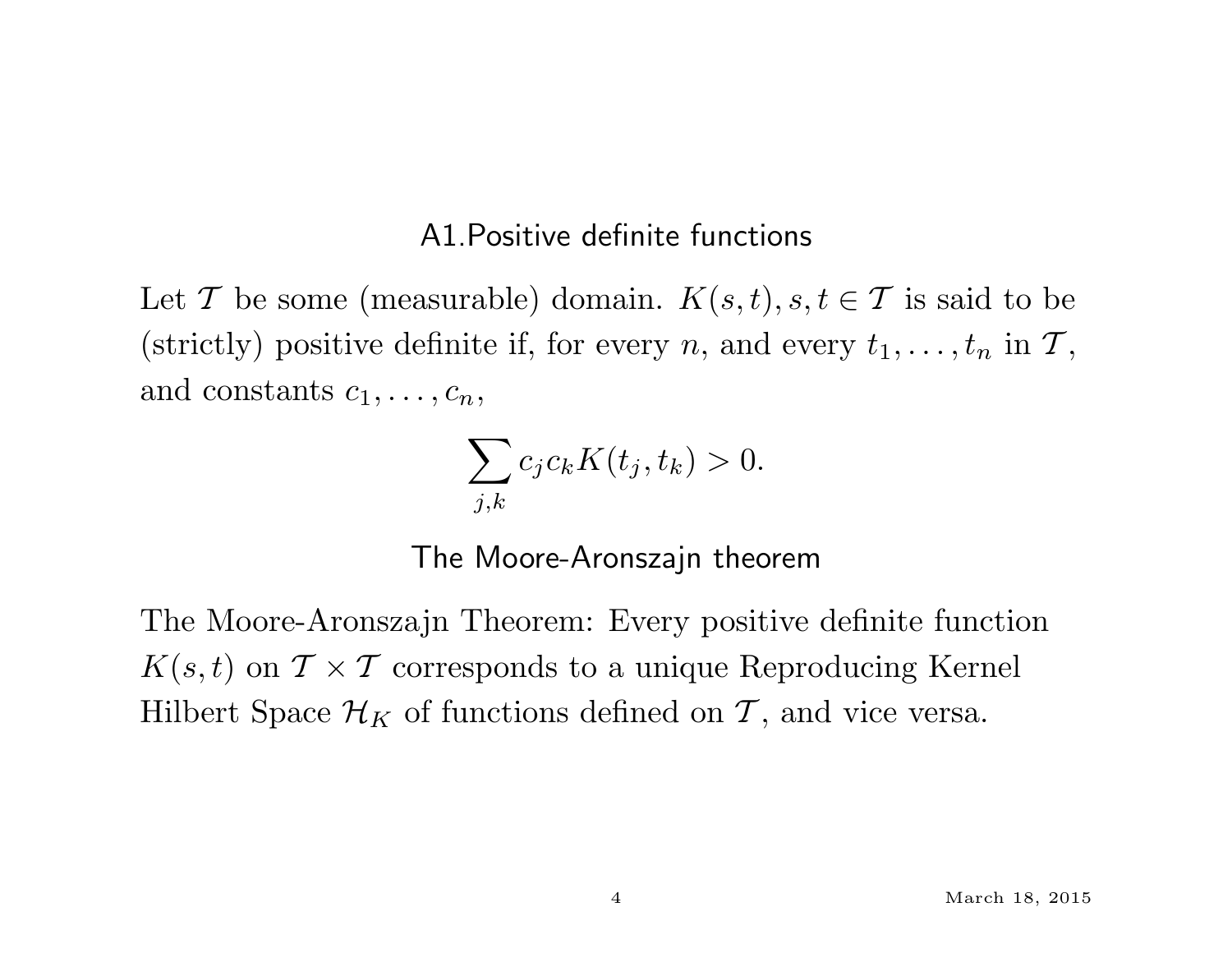## A1. Positive definite functions

Let $\mathcal{T}$ be some (measurable) domain. $K(s,t), s,t \in \mathcal{T}$ is said to be (strictly) positive definite if, for every $n$, and every $t_1, \ldots, t_n$ in $\mathcal{T}$, and constants $c_1, \ldots, c_n$,

$$\sum_{j,k} c_j c_k K(t_j, t_k) > 0.$$

## The Moore-Aronszajn theorem

The Moore-Aronszajn Theorem: Every positive definite function $K(s,t)$ on $\mathcal{T} \times \mathcal{T}$ corresponds to a unique Reproducing Kernel Hilbert Space $\mathcal{H}_K$ of functions defined on $\mathcal{T}$, and vice versa.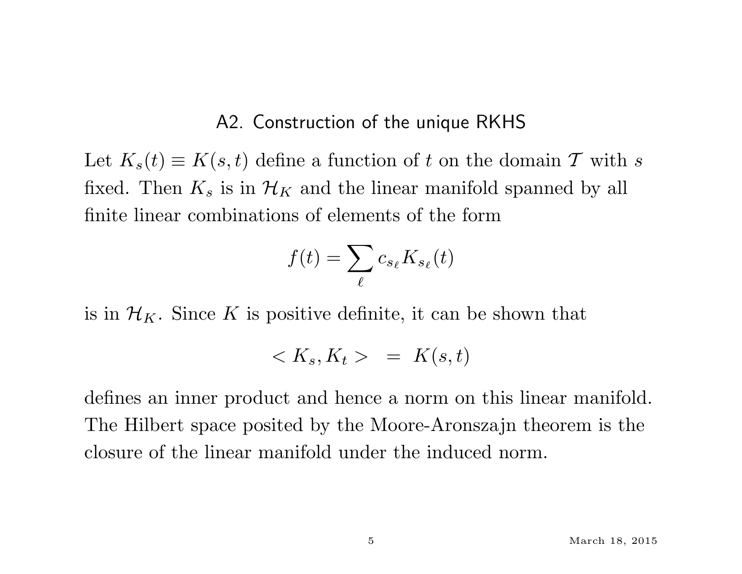## A2. Construction of the unique RKHS

Let $K_s(t) \equiv K(s,t)$ define a function of $t$ on the domain $\mathcal{T}$ with $s$ fixed. Then $K_s$ is in $\mathcal{H}_K$ and the linear manifold spanned by all finite linear combinations of elements of the form

$$f(t) = \sum_{\ell} c_{s_\ell} K_{s_\ell}(t)$$

is in $\mathcal{H}_K$. Since $K$ is positive definite, it can be shown that

$$< K_s, K_t > \;\; = \;\; K(s,t)$$

defines an inner product and hence a norm on this linear manifold. The Hilbert space posited by the Moore-Aronszajn theorem is the closure of the linear manifold under the induced norm.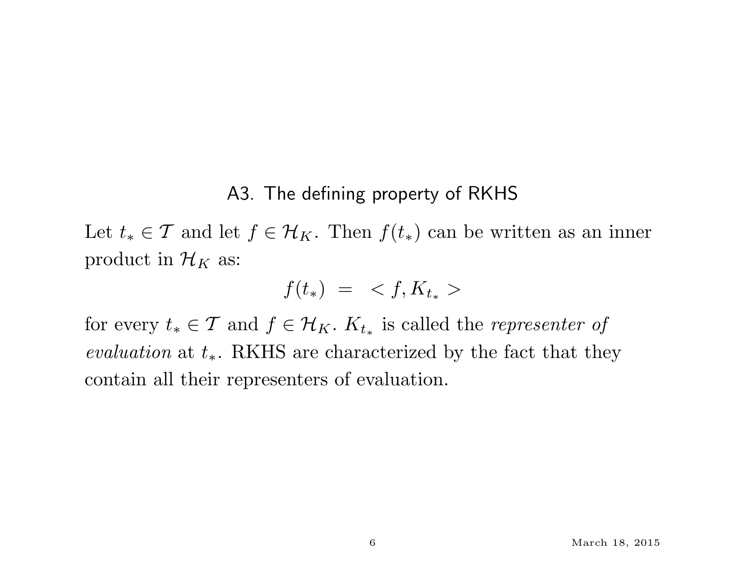## A3. The defining property of RKHS

Let $t_* \in \mathcal{T}$ and let $f \in \mathcal{H}_K$. Then $f(t_*)$ can be written as an inner product in $\mathcal{H}_K$ as:

$$f(t_*) \; = \; < f, K_{t_*} >$$

for every $t_* \in \mathcal{T}$ and $f \in \mathcal{H}_K$. $K_{t_*}$ is called the *representer of evaluation* at $t_*$. RKHS are characterized by the fact that they contain all their representers of evaluation.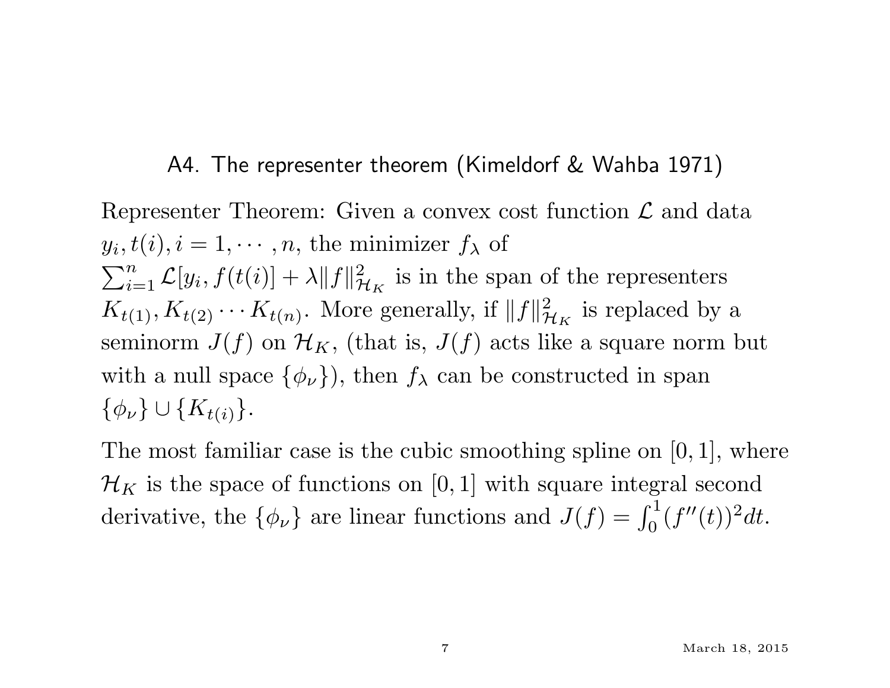## A4. The representer theorem (Kimeldorf & Wahba 1971)

Representer Theorem: Given a convex cost function $\mathcal{L}$ and data $y_i, t(i), i = 1, \cdots, n$, the minimizer $f_\lambda$ of $\sum_{i=1}^n \mathcal{L}[y_i, f(t(i)] + \lambda \|f\|^2_{\mathcal{H}_K}$ is in the span of the representers $K_{t(1)}, K_{t(2)} \cdots K_{t(n)}$. More generally, if $\|f\|^2_{\mathcal{H}_K}$ is replaced by a seminorm $J(f)$ on $\mathcal{H}_K$, (that is, $J(f)$ acts like a square norm but with a null space $\{\phi_\nu\}$), then $f_\lambda$ can be constructed in span $\{\phi_\nu\} \cup \{K_{t(i)}\}$.

The most familiar case is the cubic smoothing spline on $[0, 1]$, where $\mathcal{H}_K$ is the space of functions on $[0, 1]$ with square integral second derivative, the $\{\phi_\nu\}$ are linear functions and $J(f) = \int_0^1 (f''(t))^2 dt$.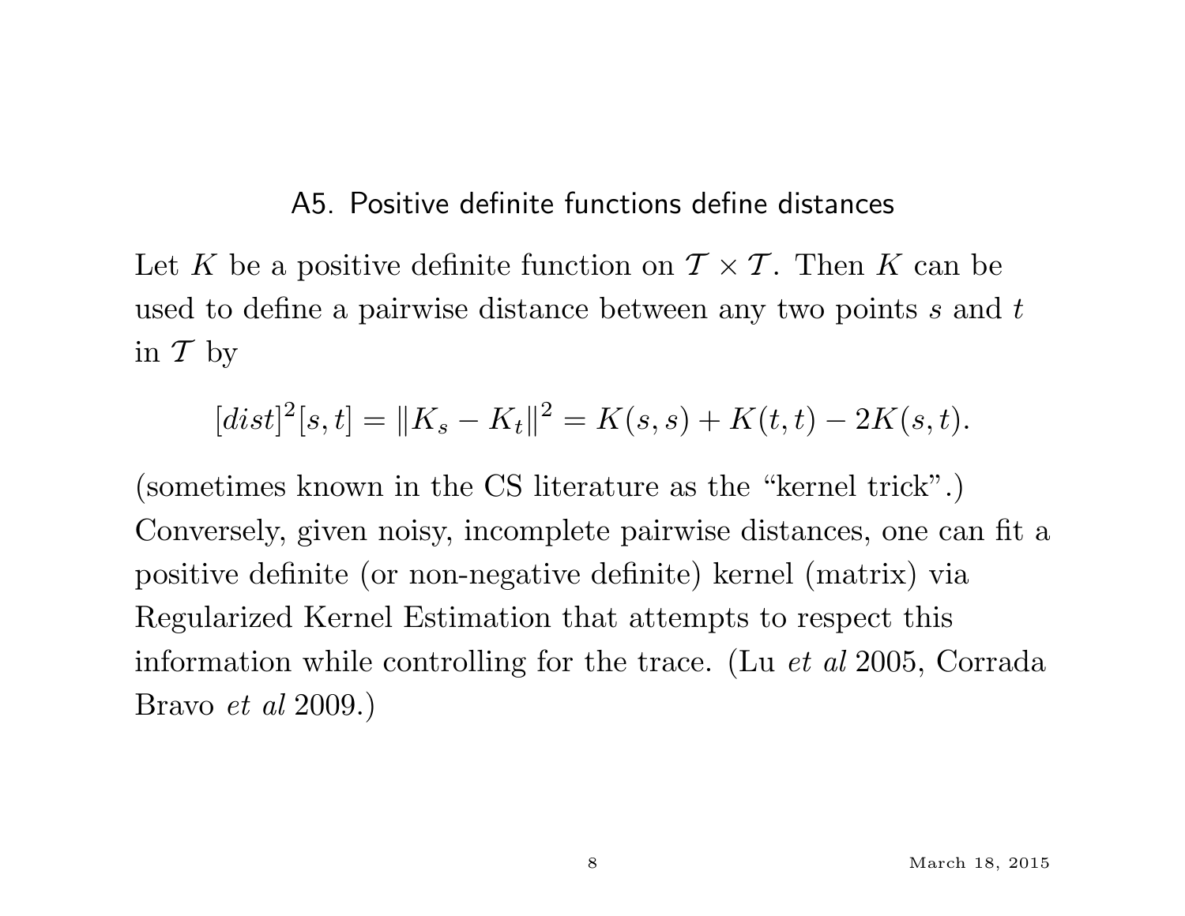## A5. Positive definite functions define distances

Let $K$ be a positive definite function on $\mathcal{T} \times \mathcal{T}$. Then $K$ can be used to define a pairwise distance between any two points $s$ and $t$ in $\mathcal{T}$ by

$$[dist]^2[s,t] = \|K_s - K_t\|^2 = K(s,s) + K(t,t) - 2K(s,t).$$

(sometimes known in the CS literature as the "kernel trick".) Conversely, given noisy, incomplete pairwise distances, one can fit a positive definite (or non-negative definite) kernel (matrix) via Regularized Kernel Estimation that attempts to respect this information while controlling for the trace. (Lu *et al* 2005, Corrada Bravo *et al* 2009.)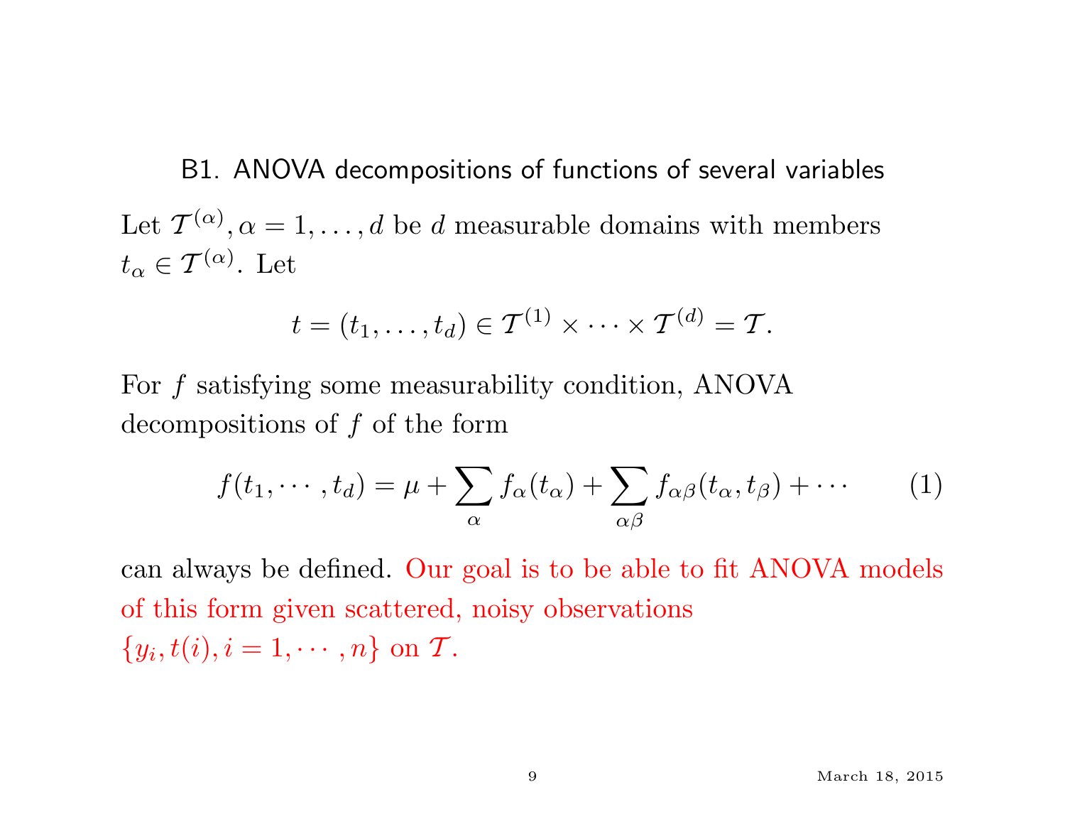## B1. ANOVA decompositions of functions of several variables

Let $\mathcal{T}^{(\alpha)}, \alpha = 1, \ldots, d$ be $d$ measurable domains with members $t_\alpha \in \mathcal{T}^{(\alpha)}$. Let

$$t = (t_1, \ldots, t_d) \in \mathcal{T}^{(1)} \times \cdots \times \mathcal{T}^{(d)} = \mathcal{T}.$$

For $f$ satisfying some measurability condition, ANOVA decompositions of $f$ of the form

$$f(t_1, \cdots, t_d) = \mu + \sum_{\alpha} f_\alpha(t_\alpha) + \sum_{\alpha\beta} f_{\alpha\beta}(t_\alpha, t_\beta) + \cdots \tag{1}$$

can always be defined. Our goal is to be able to fit ANOVA models of this form given scattered, noisy observations $\{y_i, t(i), i = 1, \cdots, n\}$ on $\mathcal{T}$.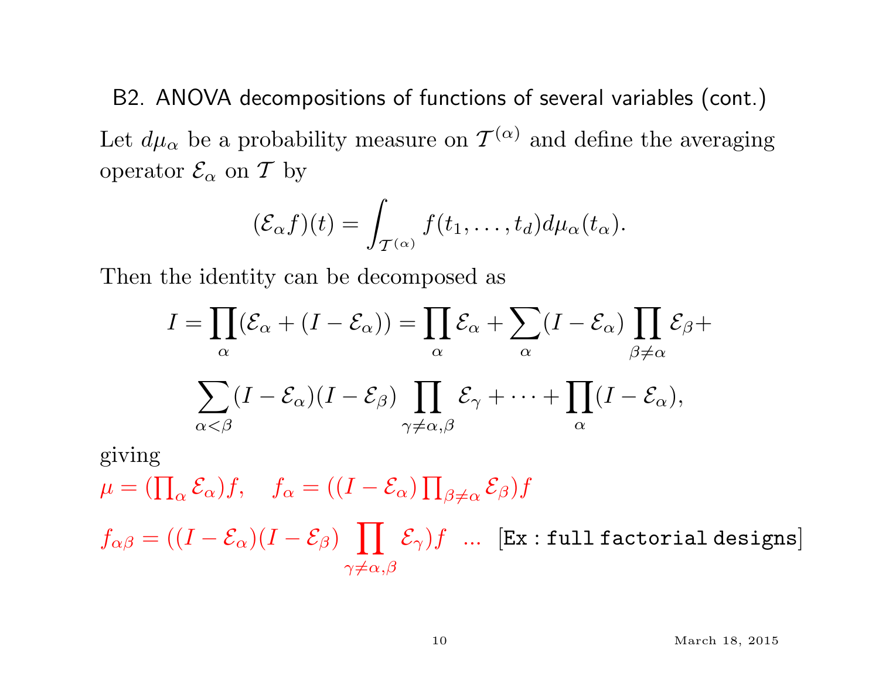## B2. ANOVA decompositions of functions of several variables (cont.)

Let $d\mu_\alpha$ be a probability measure on $\mathcal{T}^{(\alpha)}$ and define the averaging operator $\mathcal{E}_\alpha$ on $\mathcal{T}$ by

$$(\mathcal{E}_\alpha f)(t) = \int_{\mathcal{T}^{(\alpha)}} f(t_1, \ldots, t_d) d\mu_\alpha(t_\alpha).$$

Then the identity can be decomposed as

$$I = \prod_\alpha (\mathcal{E}_\alpha + (I - \mathcal{E}_\alpha)) = \prod_\alpha \mathcal{E}_\alpha + \sum_\alpha (I - \mathcal{E}_\alpha) \prod_{\beta \neq \alpha} \mathcal{E}_\beta +$$

$$\sum_{\alpha < \beta} (I - \mathcal{E}_\alpha)(I - \mathcal{E}_\beta) \prod_{\gamma \neq \alpha, \beta} \mathcal{E}_\gamma + \cdots + \prod_\alpha (I - \mathcal{E}_\alpha),$$

giving

$\mu = (\prod_\alpha \mathcal{E}_\alpha) f, \quad f_\alpha = ((I - \mathcal{E}_\alpha) \prod_{\beta \neq \alpha} \mathcal{E}_\beta) f$

$f_{\alpha\beta} = ((I - \mathcal{E}_\alpha)(I - \mathcal{E}_\beta) \prod_{\gamma \neq \alpha, \beta} \mathcal{E}_\gamma) f \quad \ldots$ [Ex : full factorial designs]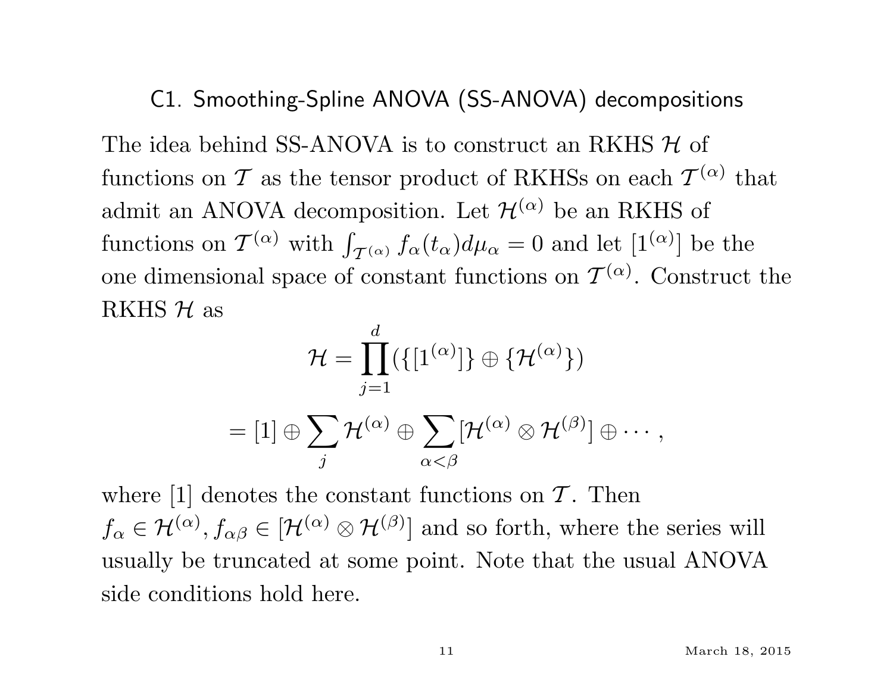## C1. Smoothing-Spline ANOVA (SS-ANOVA) decompositions

The idea behind SS-ANOVA is to construct an RKHS $\mathcal{H}$ of functions on $\mathcal{T}$ as the tensor product of RKHSs on each $\mathcal{T}^{(\alpha)}$ that admit an ANOVA decomposition. Let $\mathcal{H}^{(\alpha)}$ be an RKHS of functions on $\mathcal{T}^{(\alpha)}$ with $\int_{\mathcal{T}^{(\alpha)}} f_\alpha(t_\alpha) d\mu_\alpha = 0$ and let $[1^{(\alpha)}]$ be the one dimensional space of constant functions on $\mathcal{T}^{(\alpha)}$. Construct the RKHS $\mathcal{H}$ as

$$\mathcal{H} = \prod_{j=1}^{d} (\{[1^{(\alpha)}]\} \oplus \{\mathcal{H}^{(\alpha)}\})$$

$$= [1] \oplus \sum_j \mathcal{H}^{(\alpha)} \oplus \sum_{\alpha<\beta} [\mathcal{H}^{(\alpha)} \otimes \mathcal{H}^{(\beta)}] \oplus \cdots,$$

where $[1]$ denotes the constant functions on $\mathcal{T}$. Then $f_\alpha \in \mathcal{H}^{(\alpha)}, f_{\alpha\beta} \in [\mathcal{H}^{(\alpha)} \otimes \mathcal{H}^{(\beta)}]$ and so forth, where the series will usually be truncated at some point. Note that the usual ANOVA side conditions hold here.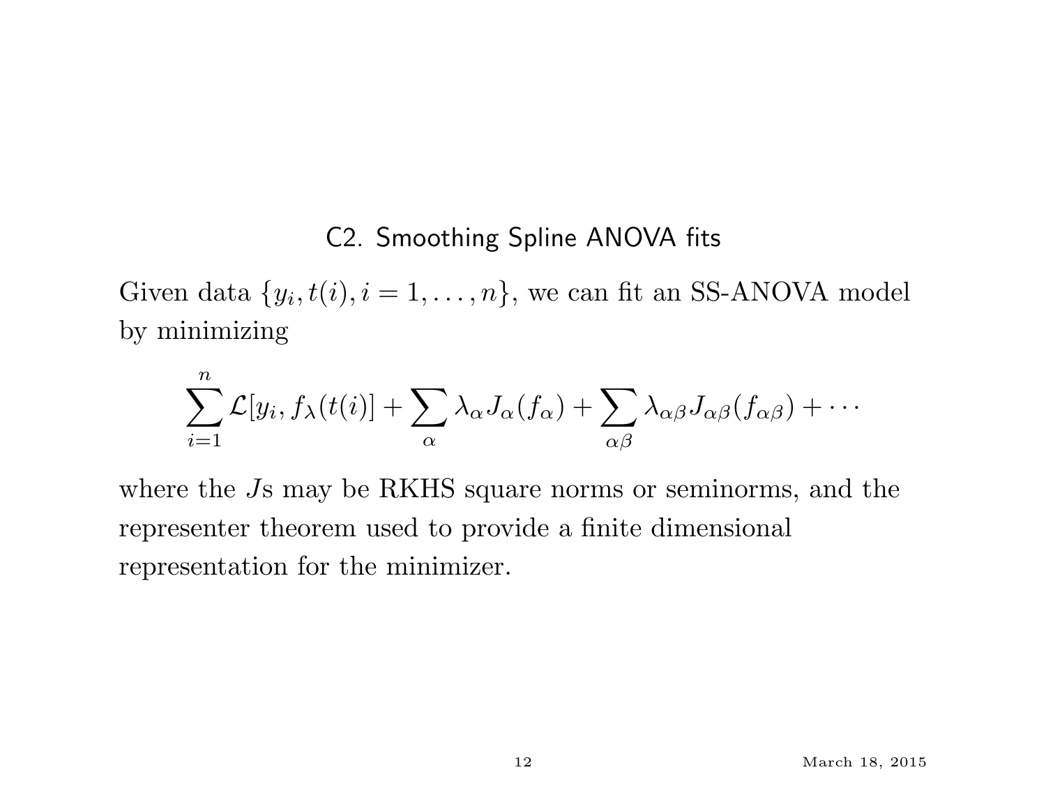## C2. Smoothing Spline ANOVA fits

Given data $\{y_i, t(i), i = 1, \ldots, n\}$, we can fit an SS-ANOVA model by minimizing

$$\sum_{i=1}^{n} \mathcal{L}[y_i, f_\lambda(t(i)] + \sum_{\alpha} \lambda_\alpha J_\alpha(f_\alpha) + \sum_{\alpha\beta} \lambda_{\alpha\beta} J_{\alpha\beta}(f_{\alpha\beta}) + \cdots$$

where the $J$s may be RKHS square norms or seminorms, and the representer theorem used to provide a finite dimensional representation for the minimizer.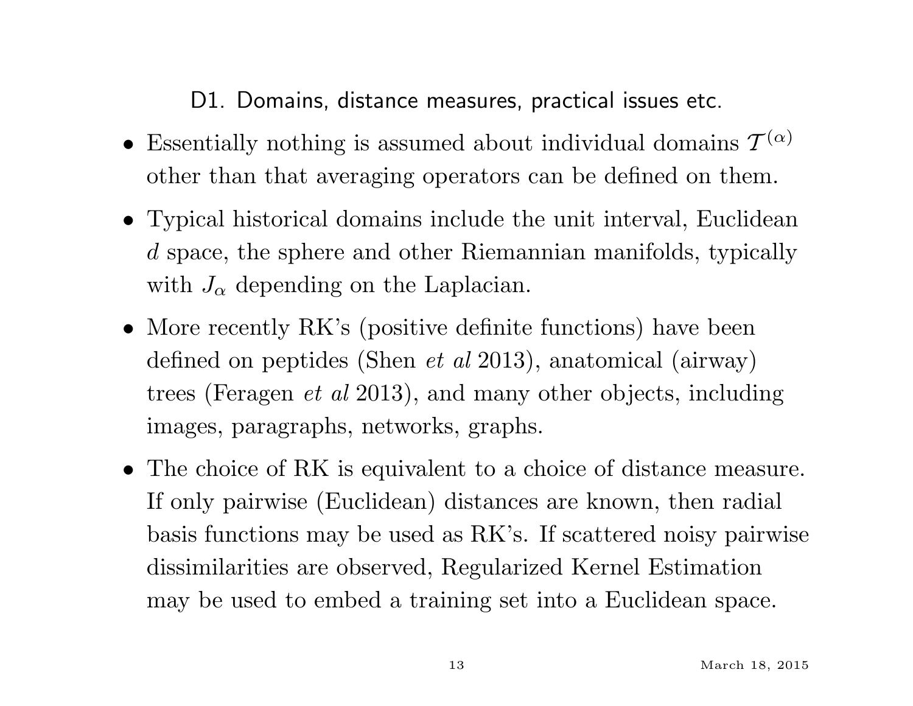## D1. Domains, distance measures, practical issues etc.

- Essentially nothing is assumed about individual domains $\mathcal{T}^{(\alpha)}$ other than that averaging operators can be defined on them.
- Typical historical domains include the unit interval, Euclidean $d$ space, the sphere and other Riemannian manifolds, typically with $J_\alpha$ depending on the Laplacian.
- More recently RK's (positive definite functions) have been defined on peptides (Shen *et al* 2013), anatomical (airway) trees (Feragen *et al* 2013), and many other objects, including images, paragraphs, networks, graphs.
- The choice of RK is equivalent to a choice of distance measure. If only pairwise (Euclidean) distances are known, then radial basis functions may be used as RK's. If scattered noisy pairwise dissimilarities are observed, Regularized Kernel Estimation may be used to embed a training set into a Euclidean space.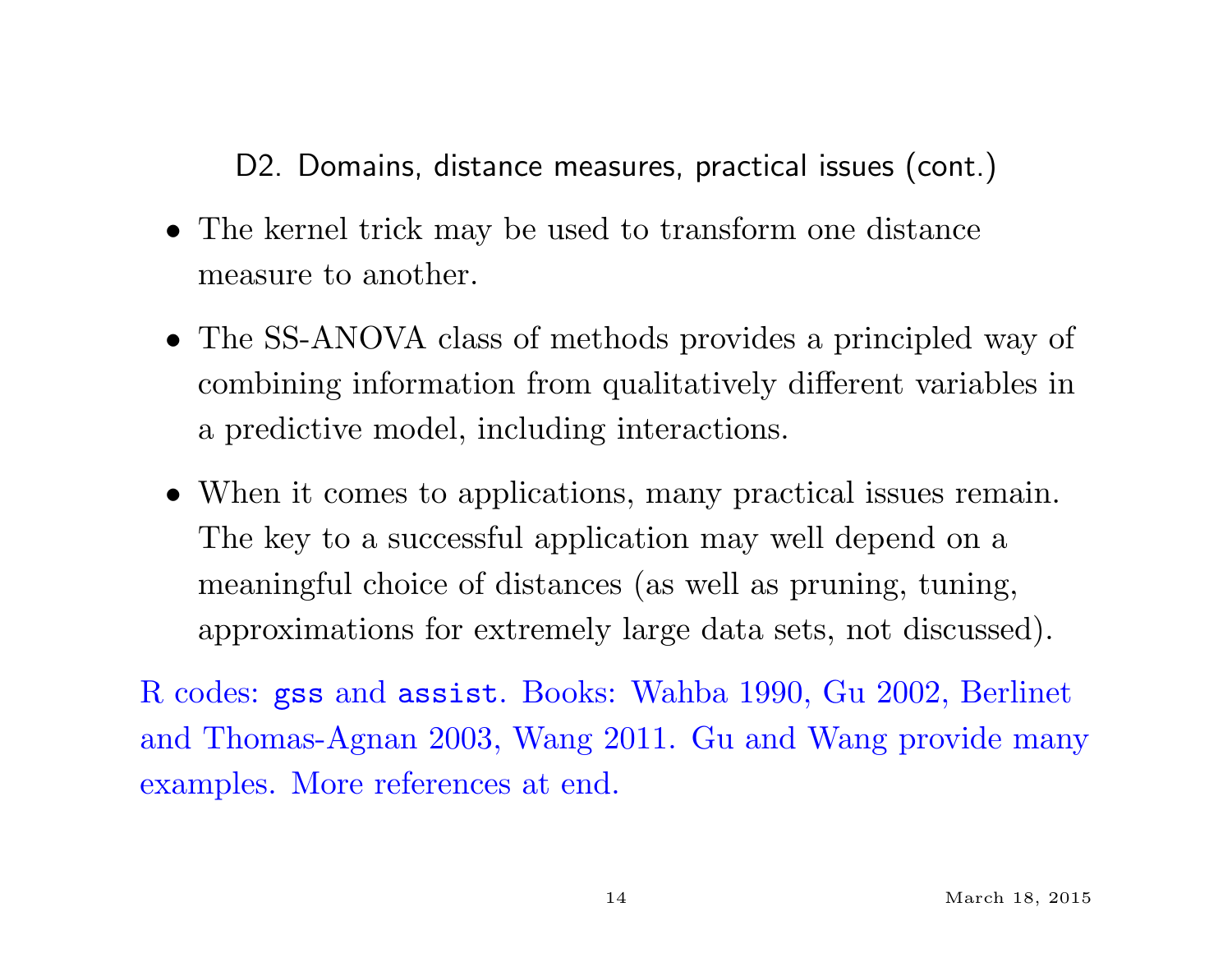## D2. Domains, distance measures, practical issues (cont.)

- The kernel trick may be used to transform one distance measure to another.
- The SS-ANOVA class of methods provides a principled way of combining information from qualitatively different variables in a predictive model, including interactions.
- When it comes to applications, many practical issues remain. The key to a successful application may well depend on a meaningful choice of distances (as well as pruning, tuning, approximations for extremely large data sets, not discussed).

R codes: `gss` and `assist`. Books: Wahba 1990, Gu 2002, Berlinet and Thomas-Agnan 2003, Wang 2011. Gu and Wang provide many examples. More references at end.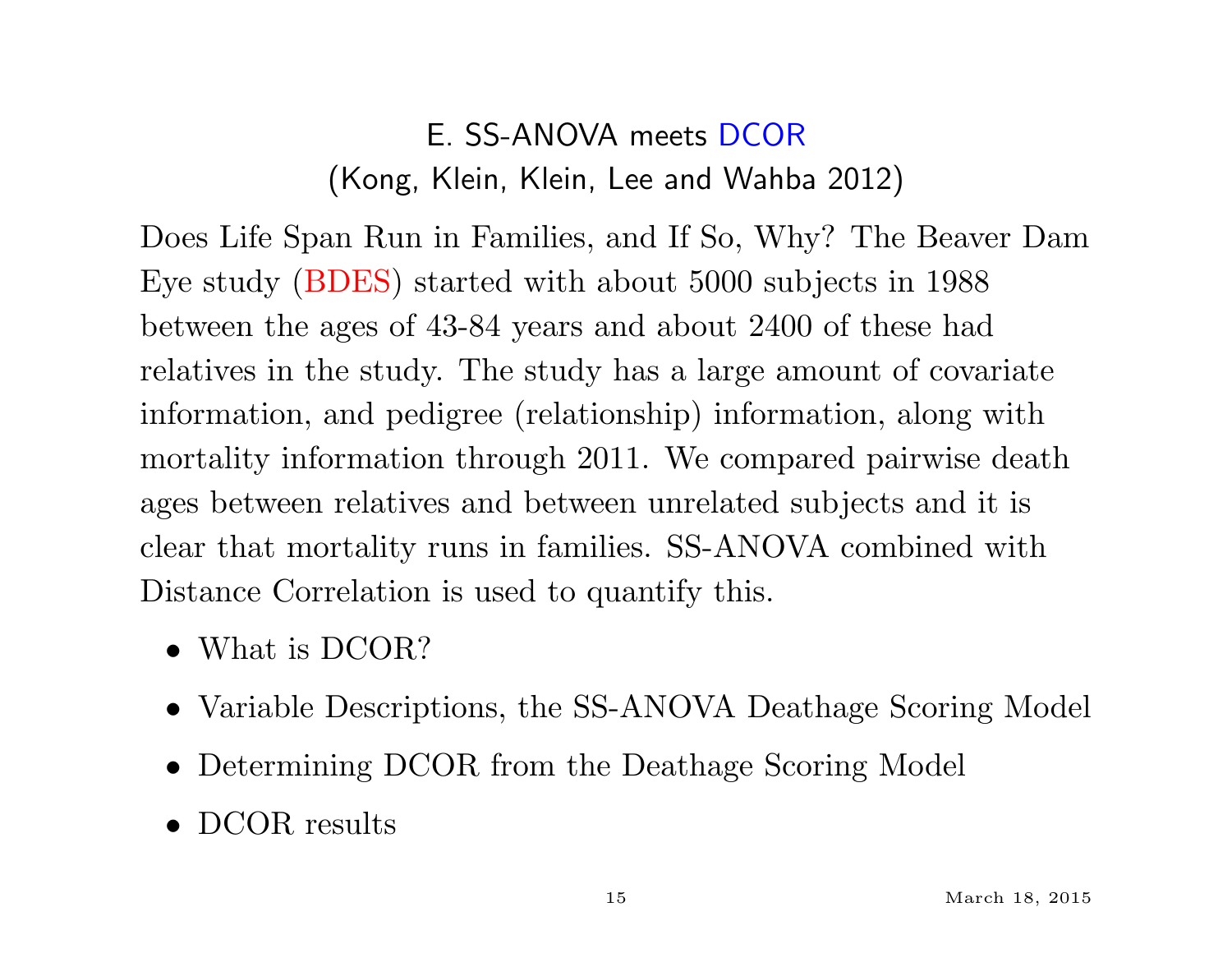## E. SS-ANOVA meets DCOR
### (Kong, Klein, Klein, Lee and Wahba 2012)

Does Life Span Run in Families, and If So, Why? The Beaver Dam Eye study (BDES) started with about 5000 subjects in 1988 between the ages of 43-84 years and about 2400 of these had relatives in the study. The study has a large amount of covariate information, and pedigree (relationship) information, along with mortality information through 2011. We compared pairwise death ages between relatives and between unrelated subjects and it is clear that mortality runs in families. SS-ANOVA combined with Distance Correlation is used to quantify this.

- What is DCOR?
- Variable Descriptions, the SS-ANOVA Deathage Scoring Model
- Determining DCOR from the Deathage Scoring Model
- DCOR results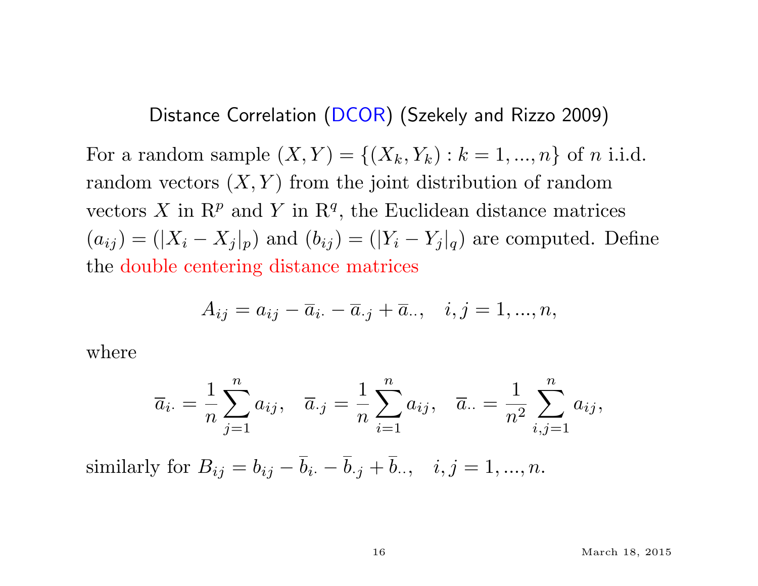## Distance Correlation (DCOR) (Szekely and Rizzo 2009)

For a random sample $(X, Y) = \{(X_k, Y_k) : k = 1, ..., n\}$ of $n$ i.i.d. random vectors $(X, Y)$ from the joint distribution of random vectors $X$ in $\mathrm{R}^p$ and $Y$ in $\mathrm{R}^q$, the Euclidean distance matrices $(a_{ij}) = (|X_i - X_j|_p)$ and $(b_{ij}) = (|Y_i - Y_j|_q)$ are computed. Define the double centering distance matrices

$$A_{ij} = a_{ij} - \overline{a}_{i\cdot} - \overline{a}_{\cdot j} + \overline{a}_{\cdot\cdot}, \quad i, j = 1, ..., n,$$

where

$$\overline{a}_{i\cdot} = \frac{1}{n}\sum_{j=1}^{n} a_{ij}, \quad \overline{a}_{\cdot j} = \frac{1}{n}\sum_{i=1}^{n} a_{ij}, \quad \overline{a}_{\cdot\cdot} = \frac{1}{n^2}\sum_{i,j=1}^{n} a_{ij},$$

similarly for $B_{ij} = b_{ij} - \overline{b}_{i\cdot} - \overline{b}_{\cdot j} + \overline{b}_{\cdot\cdot}, \quad i, j = 1, ..., n.$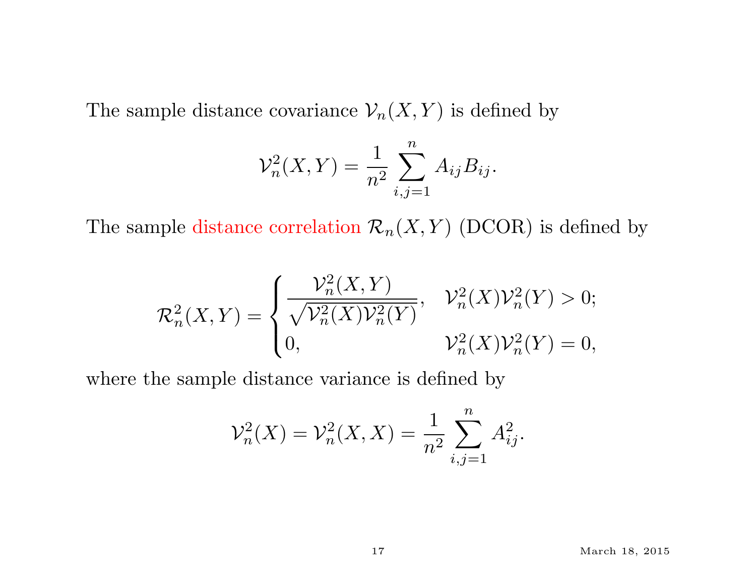The sample distance covariance $\mathcal{V}_n(X, Y)$ is defined by

$$\mathcal{V}_n^2(X, Y) = \frac{1}{n^2} \sum_{i,j=1}^{n} A_{ij} B_{ij}.$$

The sample distance correlation $\mathcal{R}_n(X, Y)$ (DCOR) is defined by

$$\mathcal{R}_n^2(X, Y) = \begin{cases} \dfrac{\mathcal{V}_n^2(X, Y)}{\sqrt{\mathcal{V}_n^2(X)\mathcal{V}_n^2(Y)}}, & \mathcal{V}_n^2(X)\mathcal{V}_n^2(Y) > 0; \\ 0, & \mathcal{V}_n^2(X)\mathcal{V}_n^2(Y) = 0, \end{cases}$$

where the sample distance variance is defined by

$$\mathcal{V}_n^2(X) = \mathcal{V}_n^2(X, X) = \frac{1}{n^2} \sum_{i,j=1}^{n} A_{ij}^2.$$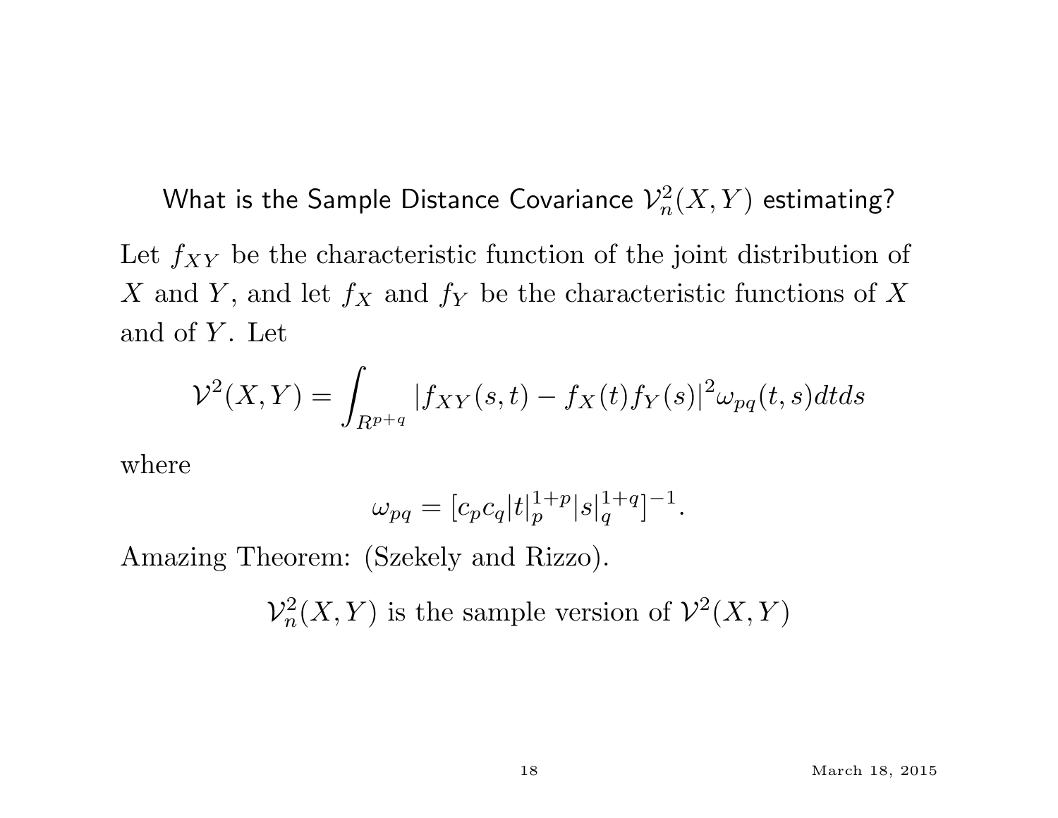## What is the Sample Distance Covariance $\mathcal{V}_n^2(X,Y)$ estimating?

Let $f_{XY}$ be the characteristic function of the joint distribution of $X$ and $Y$, and let $f_X$ and $f_Y$ be the characteristic functions of $X$ and of $Y$. Let

$$\mathcal{V}^2(X,Y) = \int_{R^{p+q}} |f_{XY}(s,t) - f_X(t)f_Y(s)|^2 \omega_{pq}(t,s)dtds$$

where

$$\omega_{pq} = [c_p c_q |t|_p^{1+p} |s|_q^{1+q}]^{-1}.$$

Amazing Theorem: (Szekely and Rizzo).

$$\mathcal{V}_n^2(X,Y) \text{ is the sample version of } \mathcal{V}^2(X,Y)$$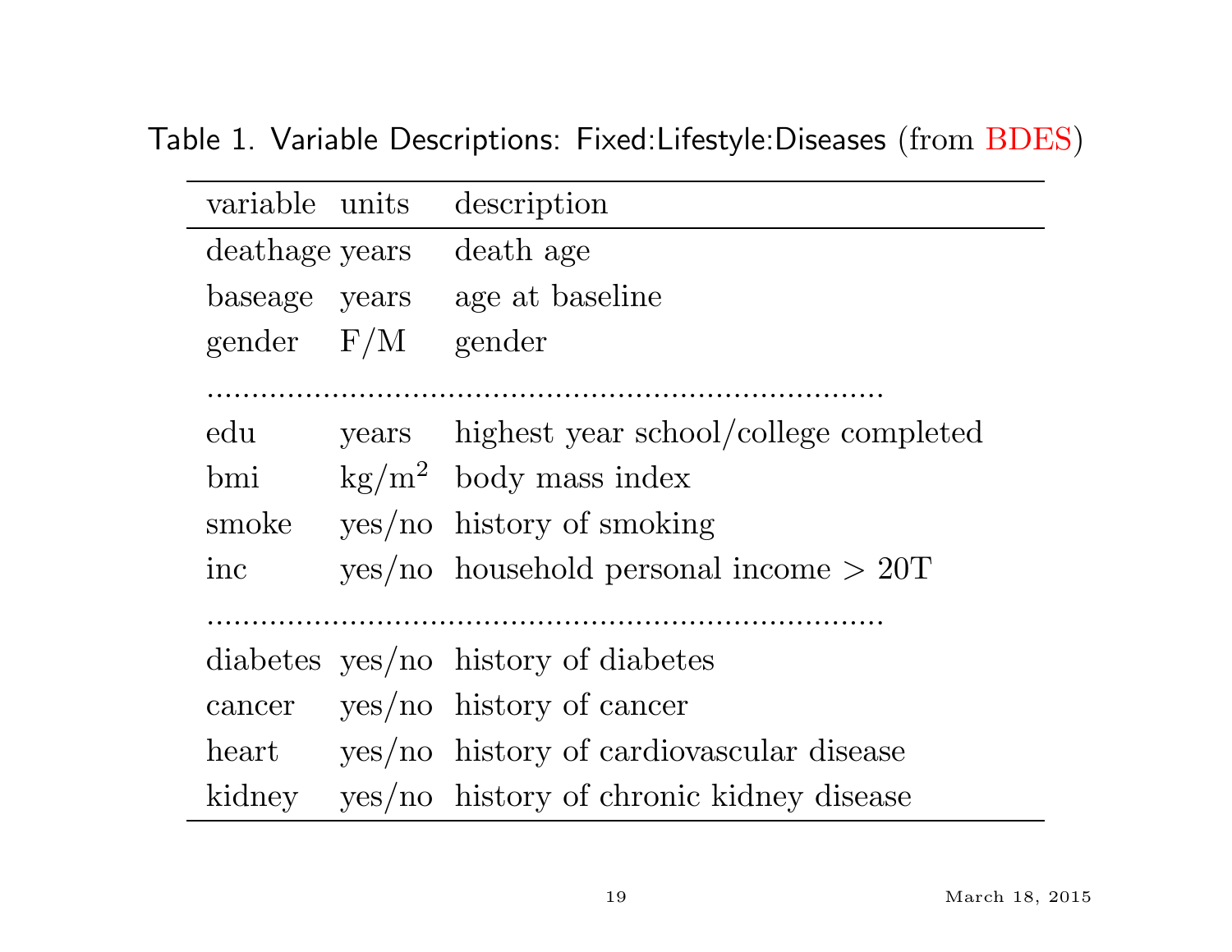Table 1. Variable Descriptions: Fixed:Lifestyle:Diseases (from BDES)

| variable | units | description |
|---|---|---|
| deathage | years | death age |
| baseage | years | age at baseline |
| gender | F/M | gender |
| ........ | | |
| edu | years | highest year school/college completed |
| bmi | $kg/m^2$ | body mass index |
| smoke | yes/no | history of smoking |
| inc | yes/no | household personal income > 20T |
| ........ | | |
| diabetes | yes/no | history of diabetes |
| cancer | yes/no | history of cancer |
| heart | yes/no | history of cardiovascular disease |
| kidney | yes/no | history of chronic kidney disease |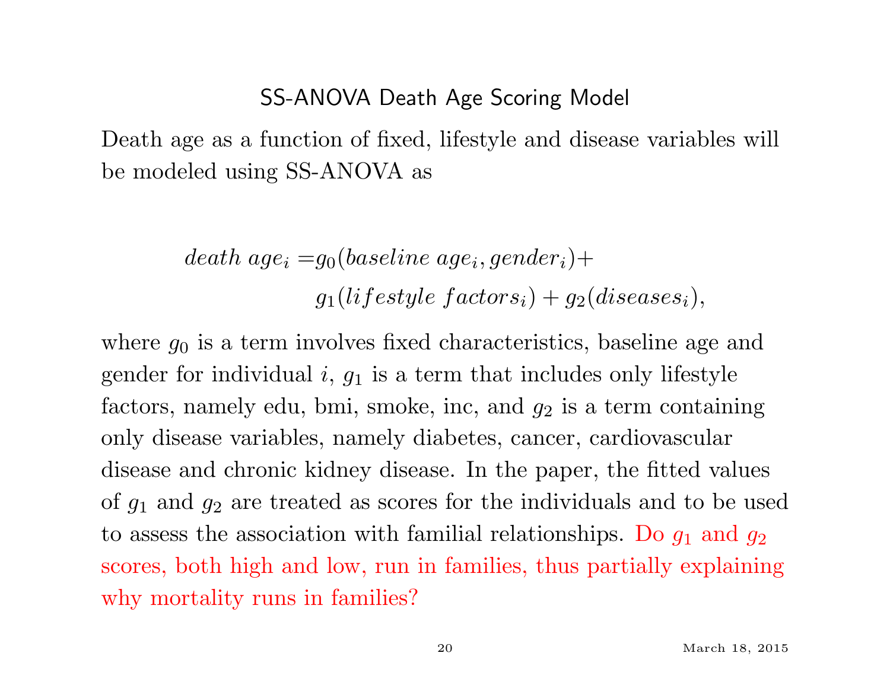# SS-ANOVA Death Age Scoring Model

Death age as a function of fixed, lifestyle and disease variables will be modeled using SS-ANOVA as

$$
\begin{aligned}
death\ age_i =& g_0(baseline\ age_i, gender_i) + \\
& g_1(lifestyle\ factors_i) + g_2(diseases_i),
\end{aligned}
$$

where $g_0$ is a term involves fixed characteristics, baseline age and gender for individual $i$, $g_1$ is a term that includes only lifestyle factors, namely edu, bmi, smoke, inc, and $g_2$ is a term containing only disease variables, namely diabetes, cancer, cardiovascular disease and chronic kidney disease. In the paper, the fitted values of $g_1$ and $g_2$ are treated as scores for the individuals and to be used to assess the association with familial relationships. Do $g_1$ and $g_2$ scores, both high and low, run in families, thus partially explaining why mortality runs in families?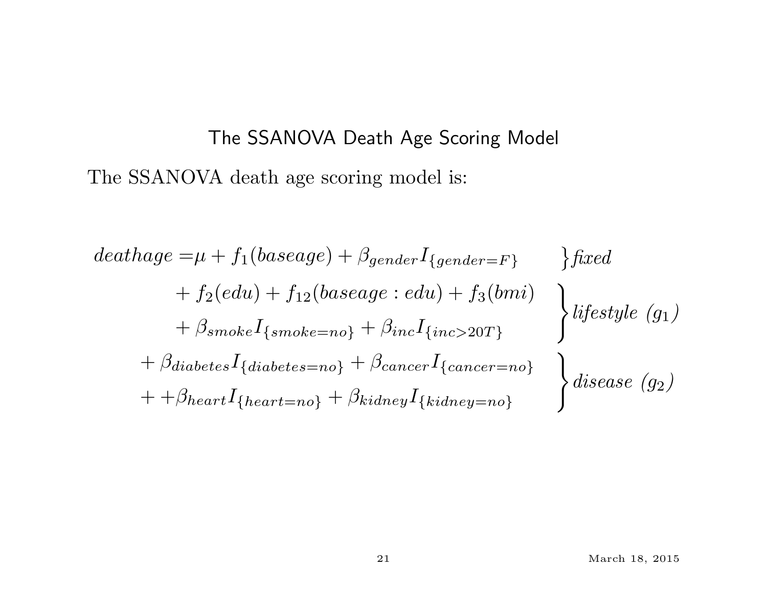## The SSANOVA Death Age Scoring Model

The SSANOVA death age scoring model is:

$$
\begin{aligned}
deathage = & \mu + f_1(baseage) + \beta_{gender} I_{\{gender=F\}} && \Big\} \textit{fixed} \\
& + f_2(edu) + f_{12}(baseage : edu) + f_3(bmi) && \multirow{2}{*}{} \\
& + \beta_{smoke} I_{\{smoke=no\}} + \beta_{inc} I_{\{inc>20T\}} && \Bigg\} \textit{lifestyle } (g_1) \\
& + \beta_{diabetes} I_{\{diabetes=no\}} + \beta_{cancer} I_{\{cancer=no\}} && \\
& + + \beta_{heart} I_{\{heart=no\}} + \beta_{kidney} I_{\{kidney=no\}} && \Bigg\} \textit{disease } (g_2)
\end{aligned}
$$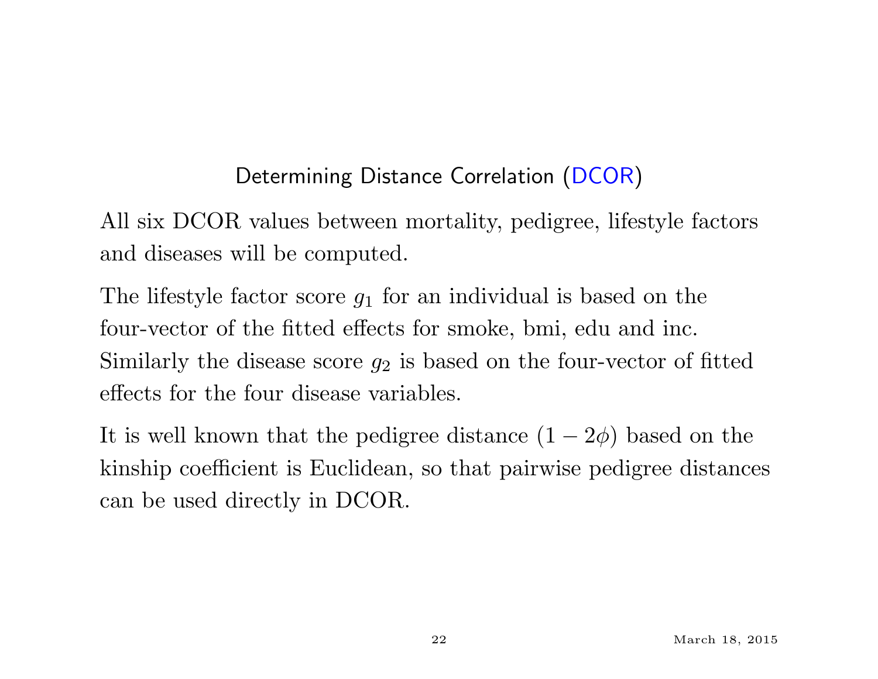## Determining Distance Correlation (DCOR)

All six DCOR values between mortality, pedigree, lifestyle factors and diseases will be computed.

The lifestyle factor score $g_1$ for an individual is based on the four-vector of the fitted effects for smoke, bmi, edu and inc. Similarly the disease score $g_2$ is based on the four-vector of fitted effects for the four disease variables.

It is well known that the pedigree distance $(1 - 2\phi)$ based on the kinship coefficient is Euclidean, so that pairwise pedigree distances can be used directly in DCOR.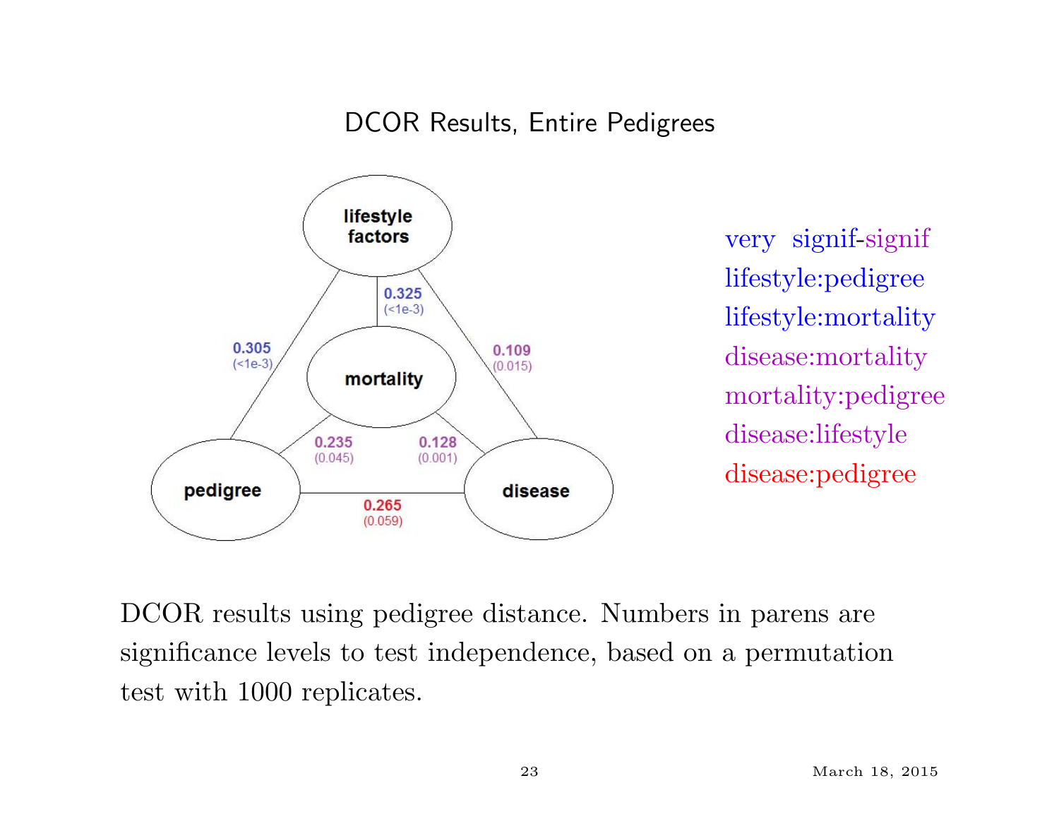# DCOR Results, Entire Pedigrees

| Edge | DCOR | Significance |
|---|---|---|
| lifestyle factors – mortality | 0.325 | (<1e-3) |
| lifestyle factors – pedigree | 0.305 | (<1e-3) |
| lifestyle factors – disease | 0.109 | (0.015) |
| mortality – pedigree | 0.235 | (0.045) |
| mortality – disease | 0.128 | (0.001) |
| pedigree – disease | 0.265 | (0.059) |

very signif-signif
lifestyle:pedigree
lifestyle:mortality
disease:mortality
mortality:pedigree
disease:lifestyle
disease:pedigree

DCOR results using pedigree distance. Numbers in parens are significance levels to test independence, based on a permutation test with 1000 replicates.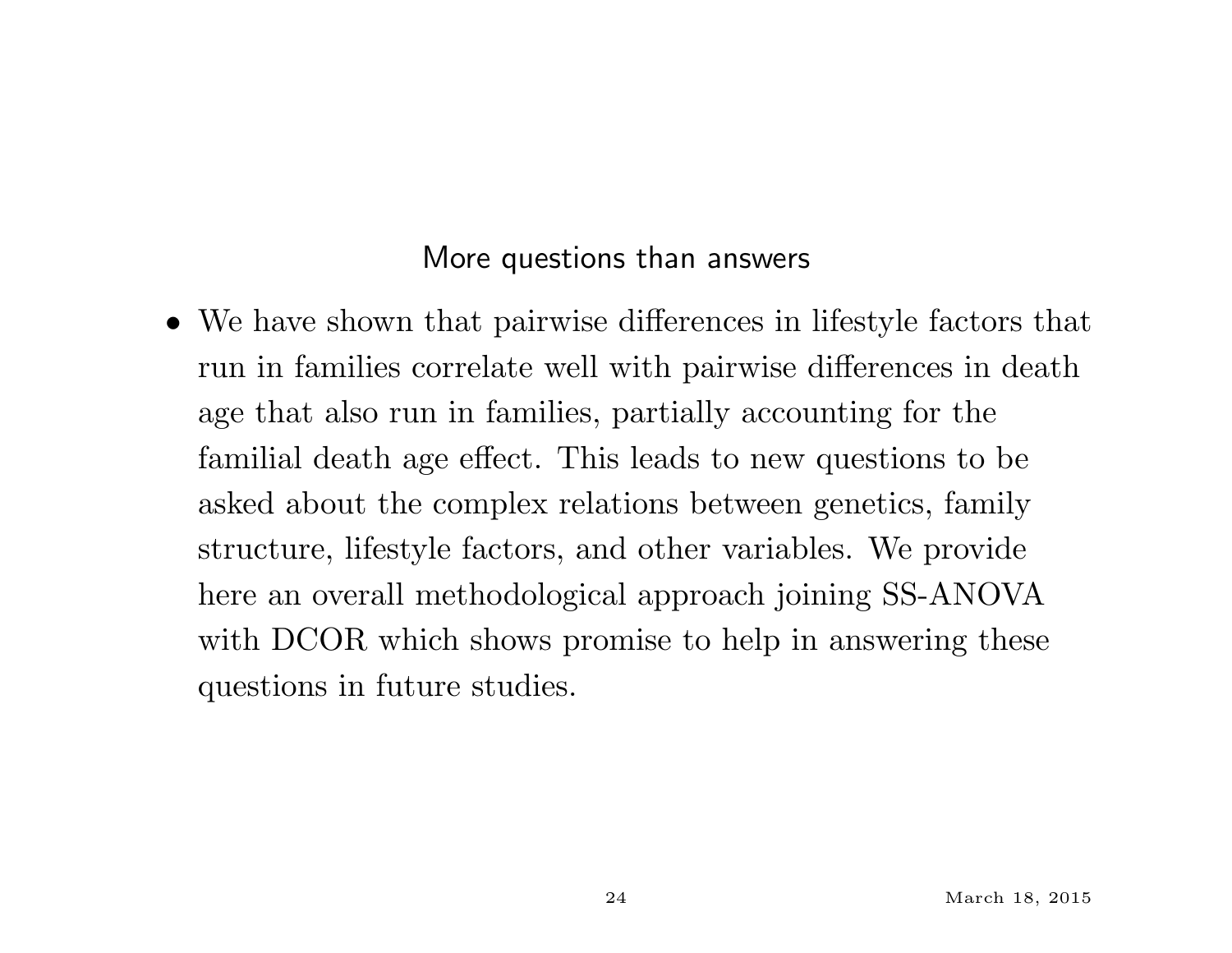## More questions than answers

- We have shown that pairwise differences in lifestyle factors that run in families correlate well with pairwise differences in death age that also run in families, partially accounting for the familial death age effect. This leads to new questions to be asked about the complex relations between genetics, family structure, lifestyle factors, and other variables. We provide here an overall methodological approach joining SS-ANOVA with DCOR which shows promise to help in answering these questions in future studies.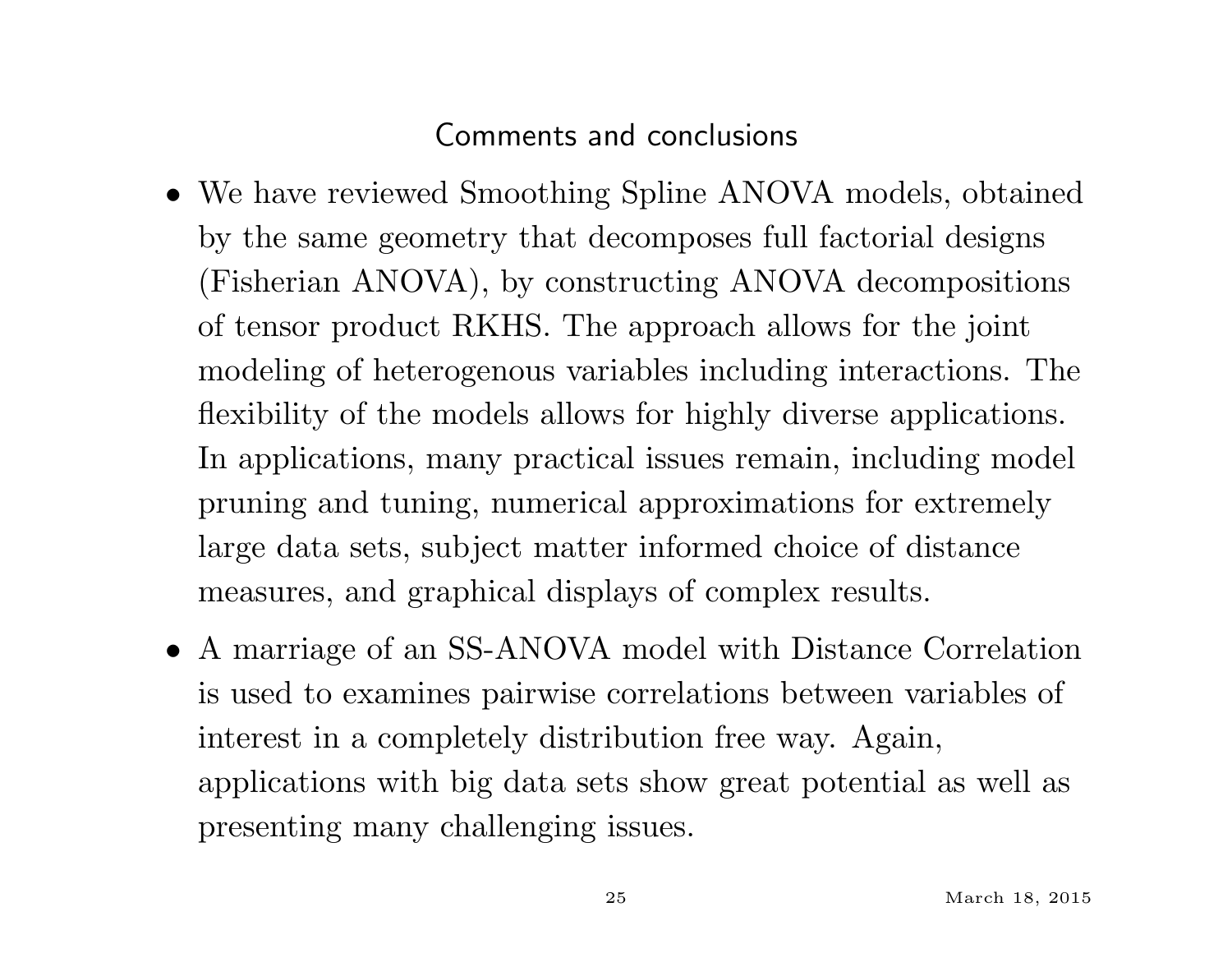## Comments and conclusions

- We have reviewed Smoothing Spline ANOVA models, obtained by the same geometry that decomposes full factorial designs (Fisherian ANOVA), by constructing ANOVA decompositions of tensor product RKHS. The approach allows for the joint modeling of heterogenous variables including interactions. The flexibility of the models allows for highly diverse applications. In applications, many practical issues remain, including model pruning and tuning, numerical approximations for extremely large data sets, subject matter informed choice of distance measures, and graphical displays of complex results.
- A marriage of an SS-ANOVA model with Distance Correlation is used to examines pairwise correlations between variables of interest in a completely distribution free way. Again, applications with big data sets show great potential as well as presenting many challenging issues.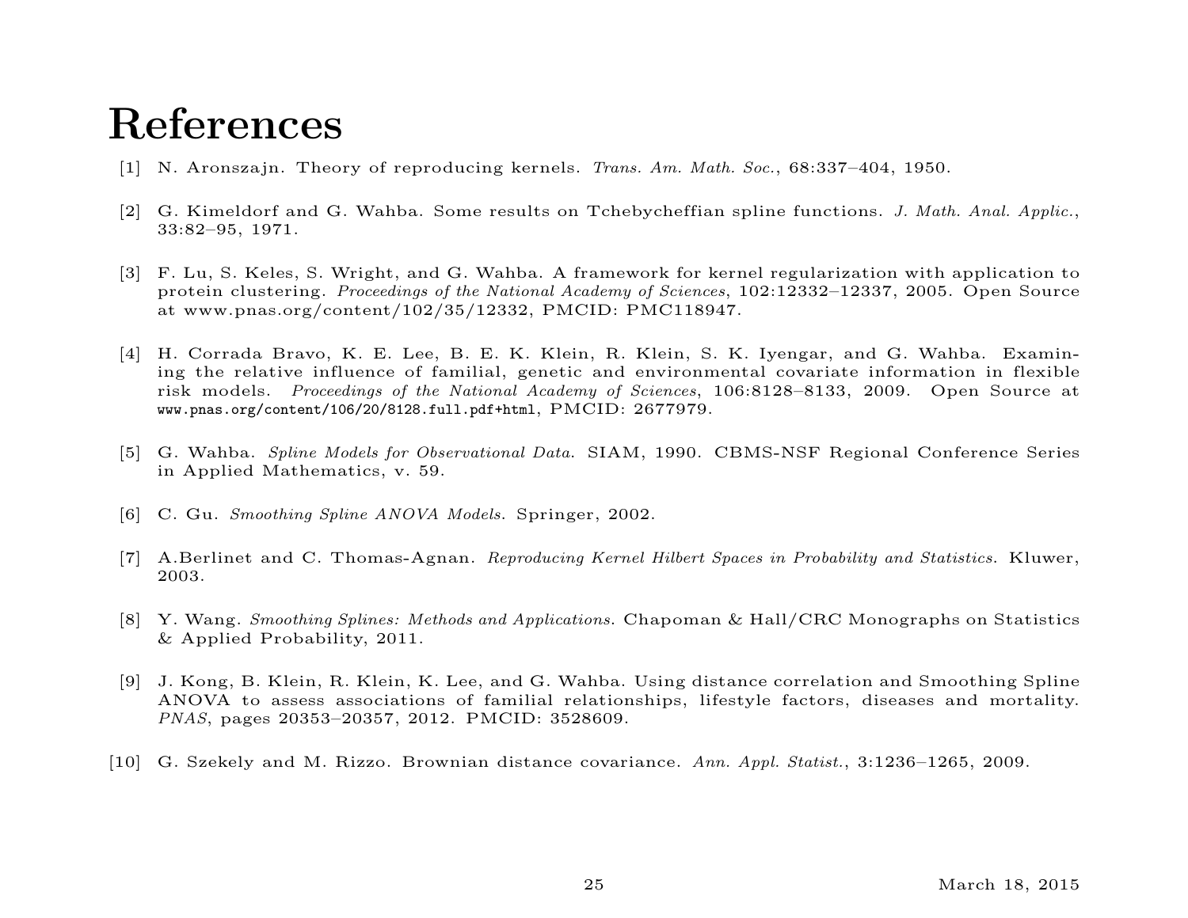# References

[1] N. Aronszajn. Theory of reproducing kernels. *Trans. Am. Math. Soc.*, 68:337–404, 1950.

[2] G. Kimeldorf and G. Wahba. Some results on Tchebycheffian spline functions. *J. Math. Anal. Applic.*, 33:82–95, 1971.

[3] F. Lu, S. Keles, S. Wright, and G. Wahba. A framework for kernel regularization with application to protein clustering. *Proceedings of the National Academy of Sciences*, 102:12332–12337, 2005. Open Source at www.pnas.org/content/102/35/12332, PMCID: PMC118947.

[4] H. Corrada Bravo, K. E. Lee, B. E. K. Klein, R. Klein, S. K. Iyengar, and G. Wahba. Examining the relative influence of familial, genetic and environmental covariate information in flexible risk models. *Proceedings of the National Academy of Sciences*, 106:8128–8133, 2009. Open Source at `www.pnas.org/content/106/20/8128.full.pdf+html`, PMCID: 2677979.

[5] G. Wahba. *Spline Models for Observational Data*. SIAM, 1990. CBMS-NSF Regional Conference Series in Applied Mathematics, v. 59.

[6] C. Gu. *Smoothing Spline ANOVA Models*. Springer, 2002.

[7] A.Berlinet and C. Thomas-Agnan. *Reproducing Kernel Hilbert Spaces in Probability and Statistics*. Kluwer, 2003.

[8] Y. Wang. *Smoothing Splines: Methods and Applications*. Chapoman & Hall/CRC Monographs on Statistics & Applied Probability, 2011.

[9] J. Kong, B. Klein, R. Klein, K. Lee, and G. Wahba. Using distance correlation and Smoothing Spline ANOVA to assess associations of familial relationships, lifestyle factors, diseases and mortality. *PNAS*, pages 20353–20357, 2012. PMCID: 3528609.

[10] G. Szekely and M. Rizzo. Brownian distance covariance. *Ann. Appl. Statist.*, 3:1236–1265, 2009.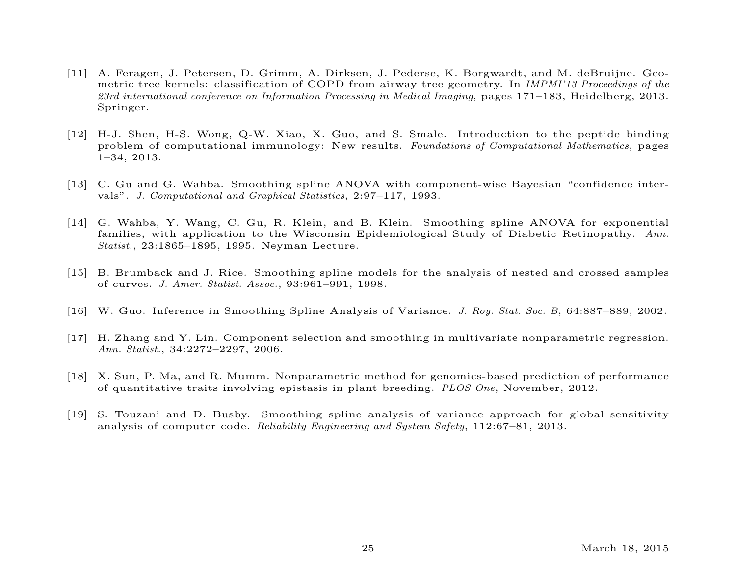[11] A. Feragen, J. Petersen, D. Grimm, A. Dirksen, J. Pederse, K. Borgwardt, and M. deBruijne. Geometric tree kernels: classification of COPD from airway tree geometry. In *IMPMI'13 Proceedings of the 23rd international conference on Information Processing in Medical Imaging*, pages 171–183, Heidelberg, 2013. Springer.

[12] H-J. Shen, H-S. Wong, Q-W. Xiao, X. Guo, and S. Smale. Introduction to the peptide binding problem of computational immunology: New results. *Foundations of Computational Mathematics*, pages 1–34, 2013.

[13] C. Gu and G. Wahba. Smoothing spline ANOVA with component-wise Bayesian "confidence intervals". *J. Computational and Graphical Statistics*, 2:97–117, 1993.

[14] G. Wahba, Y. Wang, C. Gu, R. Klein, and B. Klein. Smoothing spline ANOVA for exponential families, with application to the Wisconsin Epidemiological Study of Diabetic Retinopathy. *Ann. Statist.*, 23:1865–1895, 1995. Neyman Lecture.

[15] B. Brumback and J. Rice. Smoothing spline models for the analysis of nested and crossed samples of curves. *J. Amer. Statist. Assoc.*, 93:961–991, 1998.

[16] W. Guo. Inference in Smoothing Spline Analysis of Variance. *J. Roy. Stat. Soc. B*, 64:887–889, 2002.

[17] H. Zhang and Y. Lin. Component selection and smoothing in multivariate nonparametric regression. *Ann. Statist.*, 34:2272–2297, 2006.

[18] X. Sun, P. Ma, and R. Mumm. Nonparametric method for genomics-based prediction of performance of quantitative traits involving epistasis in plant breeding. *PLOS One*, November, 2012.

[19] S. Touzani and D. Busby. Smoothing spline analysis of variance approach for global sensitivity analysis of computer code. *Reliability Engineering and System Safety*, 112:67–81, 2013.